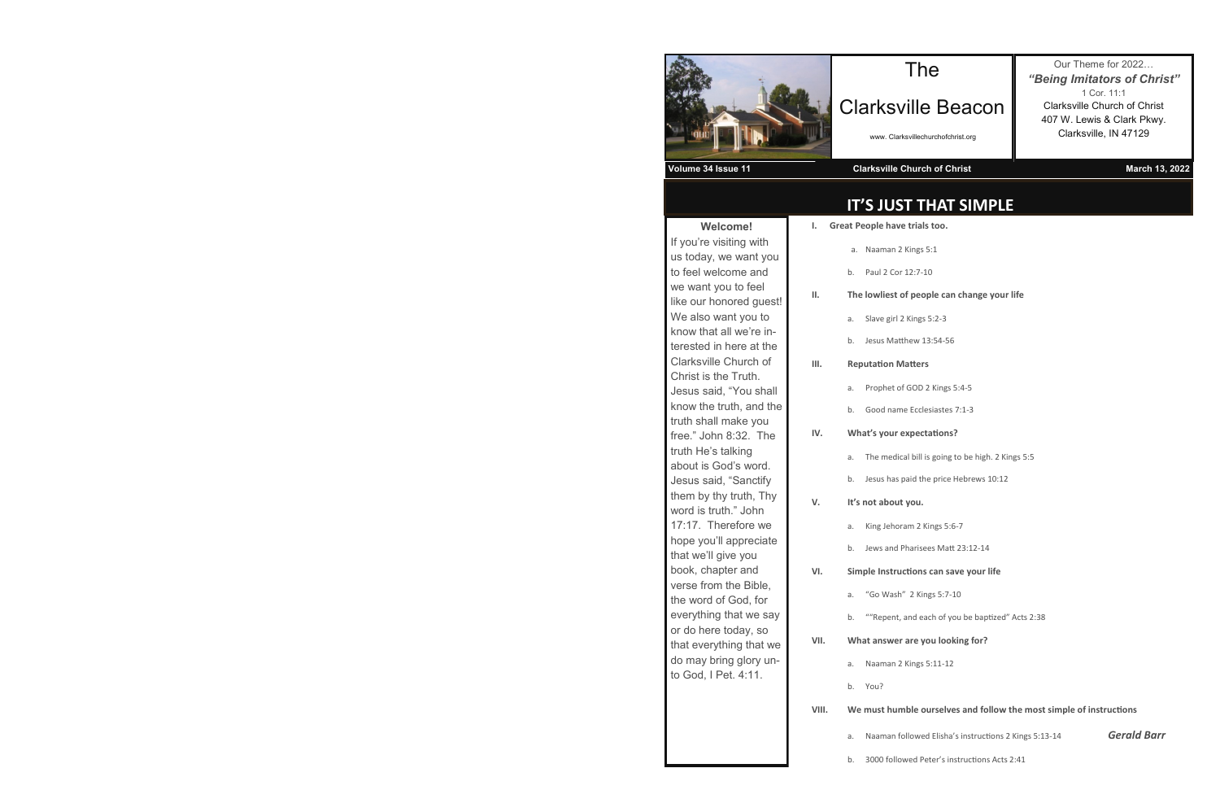# The Clarksville Beacon

www. Clarksvillechurchofchrist.org

Our Theme for 2022…
***"Being Imitators of Christ"***
1 Cor. 11:1
Clarksville Church of Christ
407 W. Lewis & Clark Pkwy.
Clarksville, IN 47129

**Volume 34 Issue 11** | **Clarksville Church of Christ** | **March 13, 2022**

**Welcome!**

If you're visiting with us today, we want you to feel welcome and we want you to feel like our honored guest! We also want you to know that all we're interested in here at the Clarksville Church of Christ is the Truth. Jesus said, "You shall know the truth, and the truth shall make you free." John 8:32. The truth He's talking about is God's word. Jesus said, "Sanctify them by thy truth, Thy word is truth." John 17:17. Therefore we hope you'll appreciate that we'll give you book, chapter and verse from the Bible, the word of God, for everything that we say or do here today, so that everything that we do may bring glory unto God, I Pet. 4:11.

## IT'S JUST THAT SIMPLE

I. **Great People have trials too.**
   a. Naaman 2 Kings 5:1
   b. Paul 2 Cor 12:7-10

II. **The lowliest of people can change your life**
   a. Slave girl 2 Kings 5:2-3
   b. Jesus Matthew 13:54-56

III. **Reputation Matters**
   a. Prophet of GOD 2 Kings 5:4-5
   b. Good name Ecclesiastes 7:1-3

IV. **What's your expectations?**
   a. The medical bill is going to be high. 2 Kings 5:5
   b. Jesus has paid the price Hebrews 10:12

V. **It's not about you.**
   a. King Jehoram 2 Kings 5:6-7
   b. Jews and Pharisees Matt 23:12-14

VI. **Simple Instructions can save your life**
   a. "Go Wash" 2 Kings 5:7-10
   b. ""Repent, and each of you be baptized" Acts 2:38

VII. **What answer are you looking for?**
   a. Naaman 2 Kings 5:11-12
   b. You?

VIII. **We must humble ourselves and follow the most simple of instructions**
   a. Naaman followed Elisha's instructions 2 Kings 5:13-14
   b. 3000 followed Peter's instructions Acts 2:41

***Gerald Barr***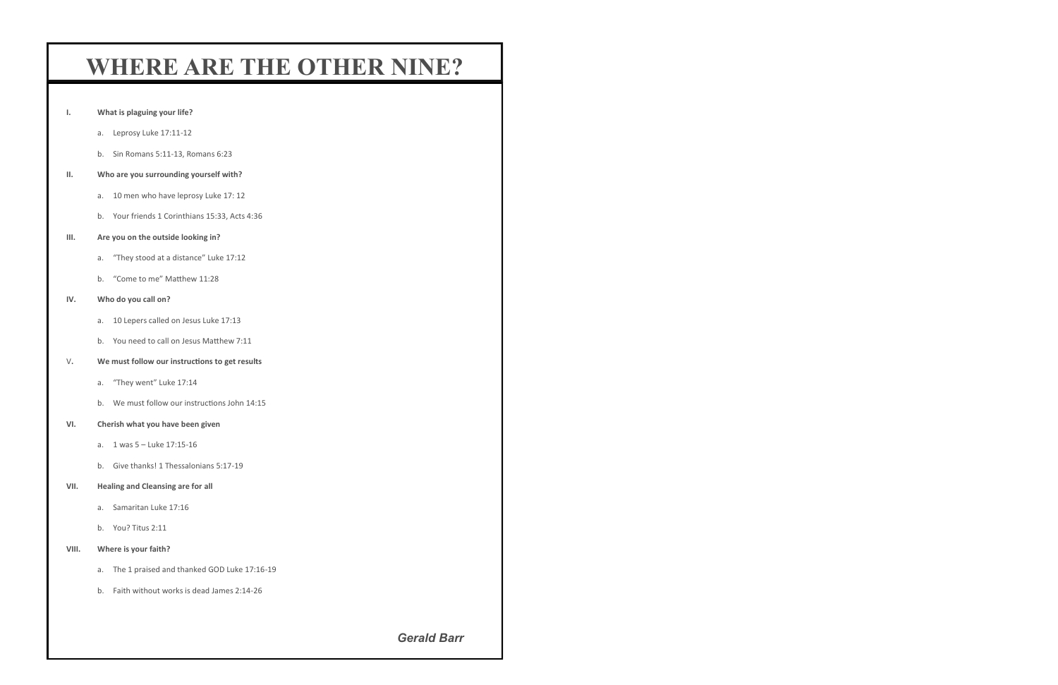# WHERE ARE THE OTHER NINE?

**I. What is plaguing your life?**

a. Leprosy Luke 17:11-12

b. Sin Romans 5:11-13, Romans 6:23

**II. Who are you surrounding yourself with?**

a. 10 men who have leprosy Luke 17: 12

b. Your friends 1 Corinthians 15:33, Acts 4:36

**III. Are you on the outside looking in?**

a. "They stood at a distance" Luke 17:12

b. "Come to me" Matthew 11:28

**IV. Who do you call on?**

a. 10 Lepers called on Jesus Luke 17:13

b. You need to call on Jesus Matthew 7:11

**V. We must follow our instructions to get results**

a. "They went" Luke 17:14

b. We must follow our instructions John 14:15

**VI. Cherish what you have been given**

a. 1 was 5 – Luke 17:15-16

b. Give thanks! 1 Thessalonians 5:17-19

**VII. Healing and Cleansing are for all**

a. Samaritan Luke 17:16

b. You? Titus 2:11

**VIII. Where is your faith?**

a. The 1 praised and thanked GOD Luke 17:16-19

b. Faith without works is dead James 2:14-26

***Gerald Barr***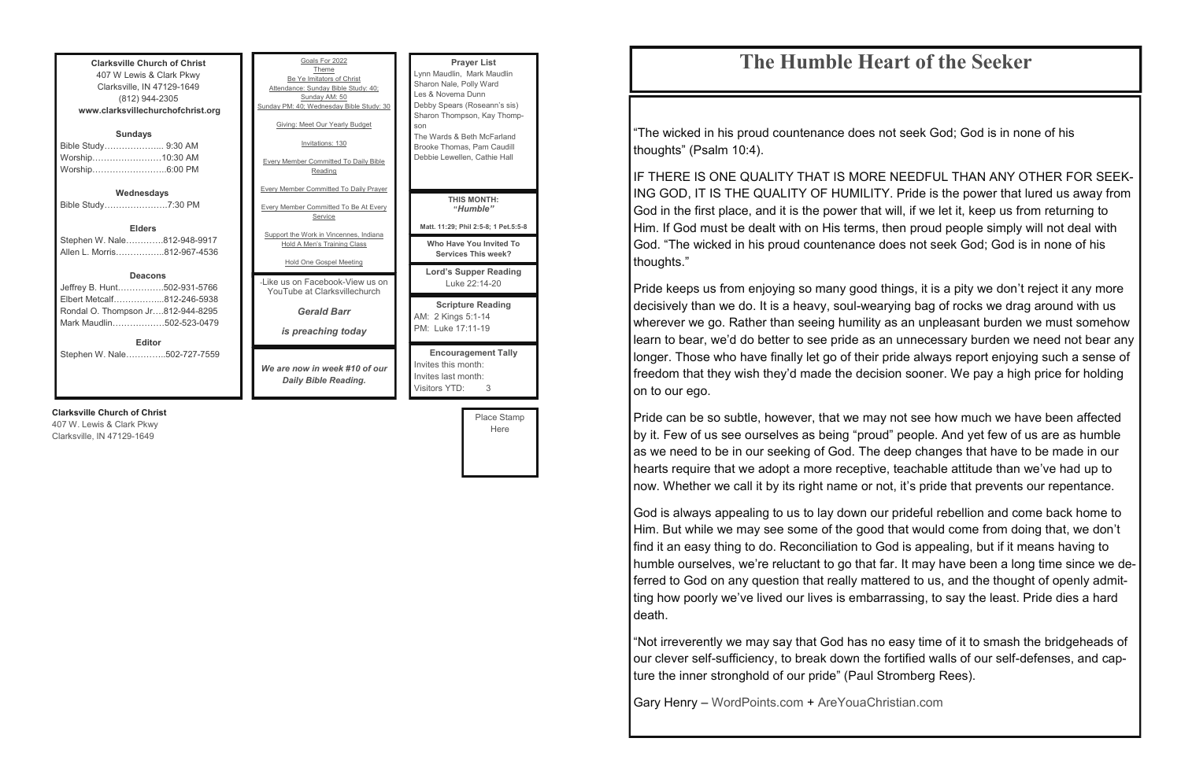**Clarksville Church of Christ**
407 W Lewis & Clark Pkwy
Clarksville, IN 47129-1649
(812) 944-2305
**www.clarksvillechurchofchrist.org**

**Sundays**

Bible Study………………... 9:30 AM
Worship……………………10:30 AM
Worship…………………….6:00 PM

**Wednesdays**

Bible Study………………….7:30 PM

**Elders**

Stephen W. Nale………….812-948-9917
Allen L. Morris……………..812-967-4536

**Deacons**

Jeffrey B. Hunt…………….502-931-5766
Elbert Metcalf……………...812-246-5938
Rondal O. Thompson Jr….812-944-8295
Mark Maudlin………………502-523-0479

**Editor**

Stephen W. Nale………….502-727-7559

Goals For 2022
Theme
Be Ye Imitators of Christ
Attendance: Sunday Bible Study: 40; Sunday AM: 50
Sunday PM: 40; Wednesday Bible Study: 30

Giving: Meet Our Yearly Budget

Invitations: 130

Every Member Committed To Daily Bible Reading

Every Member Committed To Daily Prayer

Every Member Committed To Be At Every Service

Support the Work in Vincennes, Indiana
Hold A Men's Training Class

Hold One Gospel Meeting

-Like us on Facebook-View us on YouTube at Clarksvillechurch

***Gerald Barr***

***is preaching today***

***We are now in week #10 of our Daily Bible Reading.***

**Prayer List**

Lynn Maudlin, Mark Maudlin
Sharon Nale, Polly Ward
Les & Novema Dunn
Debby Spears (Roseann's sis)
Sharon Thompson, Kay Thompson
The Wards & Beth McFarland
Brooke Thomas, Pam Caudill
Debbie Lewellen, Cathie Hall

**THIS MONTH:**
***"Humble"***

**Matt. 11:29; Phil 2:5-8; 1 Pet.5:5-8**

**Who Have You Invited To Services This week?**

**Lord's Supper Reading**
Luke 22:14-20

**Scripture Reading**
AM: 2 Kings 5:1-14
PM: Luke 17:11-19

**Encouragement Tally**
Invites this month:
Invites last month:
Visitors YTD: 3

**Clarksville Church of Christ**
407 W. Lewis & Clark Pkwy
Clarksville, IN 47129-1649

Place Stamp Here

# The Humble Heart of the Seeker

"The wicked in his proud countenance does not seek God; God is in none of his thoughts" (Psalm 10:4).

IF THERE IS ONE QUALITY THAT IS MORE NEEDFUL THAN ANY OTHER FOR SEEKING GOD, IT IS THE QUALITY OF HUMILITY. Pride is the power that lured us away from God in the first place, and it is the power that will, if we let it, keep us from returning to Him. If God must be dealt with on His terms, then proud people simply will not deal with God. "The wicked in his proud countenance does not seek God; God is in none of his thoughts."

Pride keeps us from enjoying so many good things, it is a pity we don't reject it any more decisively than we do. It is a heavy, soul-wearying bag of rocks we drag around with us wherever we go. Rather than seeing humility as an unpleasant burden we must somehow learn to bear, we'd do better to see pride as an unnecessary burden we need not bear any longer. Those who have finally let go of their pride always report enjoying such a sense of freedom that they wish they'd made the decision sooner. We pay a high price for holding on to our ego.

Pride can be so subtle, however, that we may not see how much we have been affected by it. Few of us see ourselves as being "proud" people. And yet few of us are as humble as we need to be in our seeking of God. The deep changes that have to be made in our hearts require that we adopt a more receptive, teachable attitude than we've had up to now. Whether we call it by its right name or not, it's pride that prevents our repentance.

God is always appealing to us to lay down our prideful rebellion and come back home to Him. But while we may see some of the good that would come from doing that, we don't find it an easy thing to do. Reconciliation to God is appealing, but if it means having to humble ourselves, we're reluctant to go that far. It may have been a long time since we deferred to God on any question that really mattered to us, and the thought of openly admitting how poorly we've lived our lives is embarrassing, to say the least. Pride dies a hard death.

"Not irreverently we may say that God has no easy time of it to smash the bridgeheads of our clever self-sufficiency, to break down the fortified walls of our self-defenses, and capture the inner stronghold of our pride" (Paul Stromberg Rees).

Gary Henry – WordPoints.com + AreYouaChristian.com